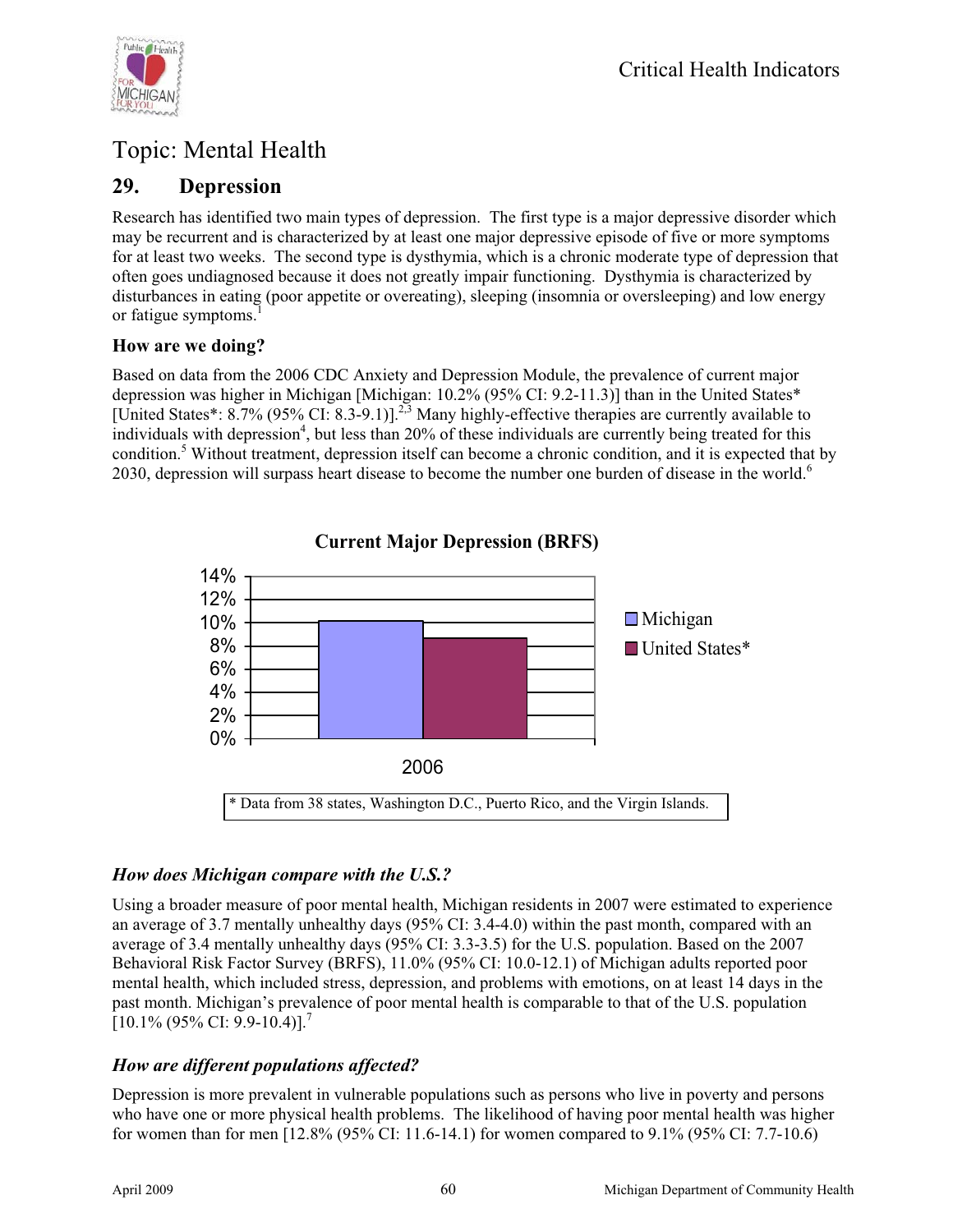# Topic: Mental Health

## 29. Depression

Research has identified two main types of depression. The first type is a major depressive disorder which may be recurrent and is characterized by at least one major depressive episode of five or more symptoms for at least two weeks. The second type is dysthymia, which is a chronic moderate type of depression that often goes undiagnosed because it does not greatly impair functioning. Dysthymia is characterized by disturbances in eating (poor appetite or overeating), sleeping (insomnia or oversleeping) and low energy or fatigue symptoms.[1]

### How are we doing?

Based on data from the 2006 CDC Anxiety and Depression Module, the prevalence of current major depression was higher in Michigan [Michigan: 10.2% (95% CI: 9.2-11.3)] than in the United States* [United States*: 8.7% (95% CI: 8.3-9.1)].[2,3] Many highly-effective therapies are currently available to individuals with depression[4], but less than 20% of these individuals are currently being treated for this condition.[5] Without treatment, depression itself can become a chronic condition, and it is expected that by 2030, depression will surpass heart disease to become the number one burden of disease in the world.[6]

**Current Major Depression (BRFS)**

| | Michigan | United States* |
|---|---|---|
| 2006 | 10.2% | 8.7% |

\* Data from 38 states, Washington D.C., Puerto Rico, and the Virgin Islands.

### *How does Michigan compare with the U.S.?*

Using a broader measure of poor mental health, Michigan residents in 2007 were estimated to experience an average of 3.7 mentally unhealthy days (95% CI: 3.4-4.0) within the past month, compared with an average of 3.4 mentally unhealthy days (95% CI: 3.3-3.5) for the U.S. population. Based on the 2007 Behavioral Risk Factor Survey (BRFS), 11.0% (95% CI: 10.0-12.1) of Michigan adults reported poor mental health, which included stress, depression, and problems with emotions, on at least 14 days in the past month. Michigan's prevalence of poor mental health is comparable to that of the U.S. population [10.1% (95% CI: 9.9-10.4)].[7]

### *How are different populations affected?*

Depression is more prevalent in vulnerable populations such as persons who live in poverty and persons who have one or more physical health problems. The likelihood of having poor mental health was higher for women than for men [12.8% (95% CI: 11.6-14.1) for women compared to 9.1% (95% CI: 7.7-10.6)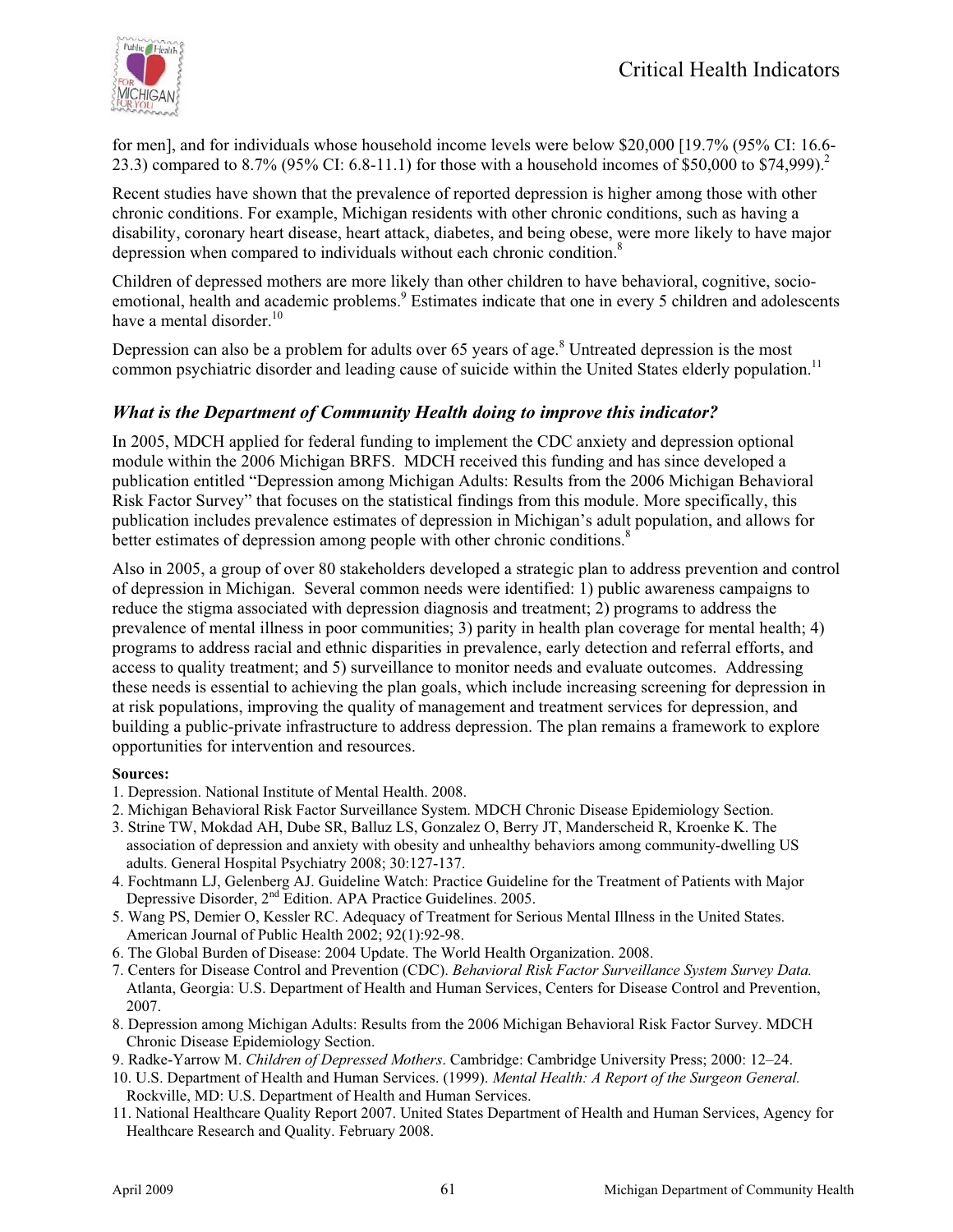for men], and for individuals whose household income levels were below $20,000 [19.7% (95% CI: 16.6-23.3) compared to 8.7% (95% CI: 6.8-11.1) for those with a household incomes of $50,000 to $74,999).[2]

Recent studies have shown that the prevalence of reported depression is higher among those with other chronic conditions. For example, Michigan residents with other chronic conditions, such as having a disability, coronary heart disease, heart attack, diabetes, and being obese, were more likely to have major depression when compared to individuals without each chronic condition.[8]

Children of depressed mothers are more likely than other children to have behavioral, cognitive, socio-emotional, health and academic problems.[9] Estimates indicate that one in every 5 children and adolescents have a mental disorder.[10]

Depression can also be a problem for adults over 65 years of age.[8] Untreated depression is the most common psychiatric disorder and leading cause of suicide within the United States elderly population.[11]

### *What is the Department of Community Health doing to improve this indicator?*

In 2005, MDCH applied for federal funding to implement the CDC anxiety and depression optional module within the 2006 Michigan BRFS. MDCH received this funding and has since developed a publication entitled "Depression among Michigan Adults: Results from the 2006 Michigan Behavioral Risk Factor Survey" that focuses on the statistical findings from this module. More specifically, this publication includes prevalence estimates of depression in Michigan's adult population, and allows for better estimates of depression among people with other chronic conditions.[8]

Also in 2005, a group of over 80 stakeholders developed a strategic plan to address prevention and control of depression in Michigan. Several common needs were identified: 1) public awareness campaigns to reduce the stigma associated with depression diagnosis and treatment; 2) programs to address the prevalence of mental illness in poor communities; 3) parity in health plan coverage for mental health; 4) programs to address racial and ethnic disparities in prevalence, early detection and referral efforts, and access to quality treatment; and 5) surveillance to monitor needs and evaluate outcomes. Addressing these needs is essential to achieving the plan goals, which include increasing screening for depression in at risk populations, improving the quality of management and treatment services for depression, and building a public-private infrastructure to address depression. The plan remains a framework to explore opportunities for intervention and resources.

**Sources:**

1. Depression. National Institute of Mental Health. 2008.
2. Michigan Behavioral Risk Factor Surveillance System. MDCH Chronic Disease Epidemiology Section.
3. Strine TW, Mokdad AH, Dube SR, Balluz LS, Gonzalez O, Berry JT, Manderscheid R, Kroenke K. The association of depression and anxiety with obesity and unhealthy behaviors among community-dwelling US adults. General Hospital Psychiatry 2008; 30:127-137.
4. Fochtmann LJ, Gelenberg AJ. Guideline Watch: Practice Guideline for the Treatment of Patients with Major Depressive Disorder, 2nd Edition. APA Practice Guidelines. 2005.
5. Wang PS, Demier O, Kessler RC. Adequacy of Treatment for Serious Mental Illness in the United States. American Journal of Public Health 2002; 92(1):92-98.
6. The Global Burden of Disease: 2004 Update. The World Health Organization. 2008.
7. Centers for Disease Control and Prevention (CDC). *Behavioral Risk Factor Surveillance System Survey Data.* Atlanta, Georgia: U.S. Department of Health and Human Services, Centers for Disease Control and Prevention, 2007.
8. Depression among Michigan Adults: Results from the 2006 Michigan Behavioral Risk Factor Survey. MDCH Chronic Disease Epidemiology Section.
9. Radke-Yarrow M. *Children of Depressed Mothers*. Cambridge: Cambridge University Press; 2000: 12–24.
10. U.S. Department of Health and Human Services. (1999). *Mental Health: A Report of the Surgeon General.* Rockville, MD: U.S. Department of Health and Human Services.
11. National Healthcare Quality Report 2007. United States Department of Health and Human Services, Agency for Healthcare Research and Quality. February 2008.